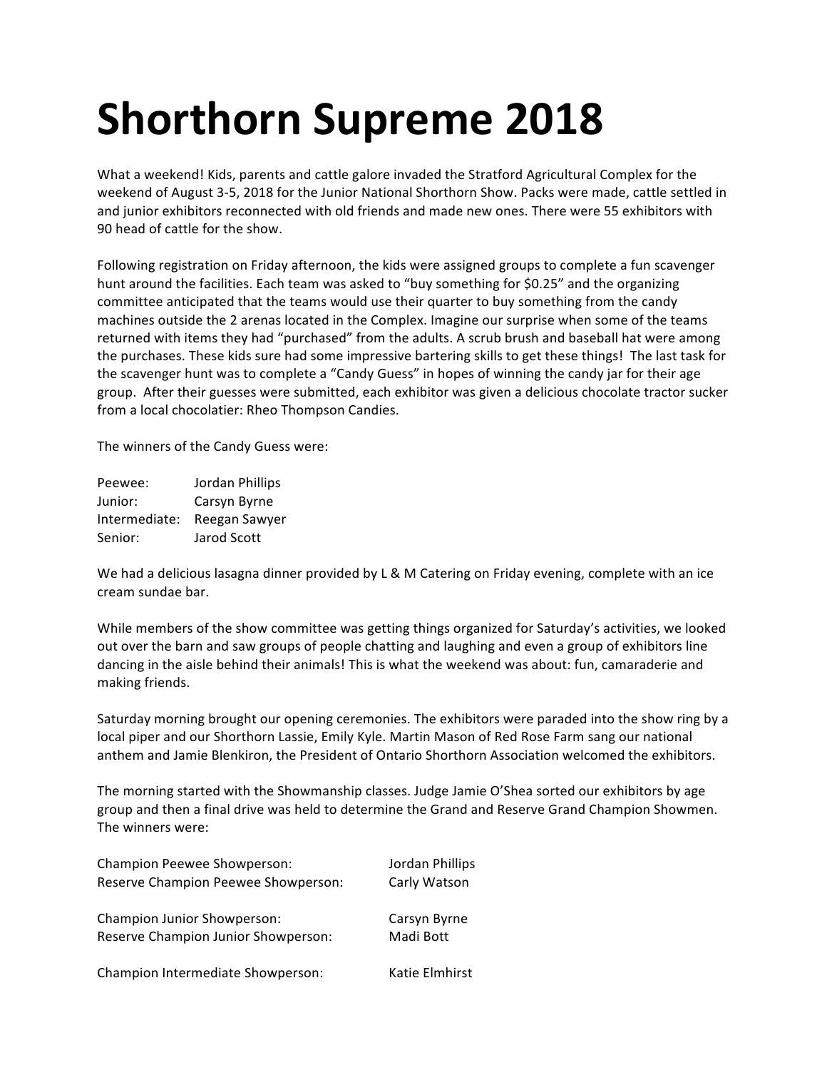# Shorthorn Supreme 2018

What a weekend! Kids, parents and cattle galore invaded the Stratford Agricultural Complex for the weekend of August 3-5, 2018 for the Junior National Shorthorn Show. Packs were made, cattle settled in and junior exhibitors reconnected with old friends and made new ones. There were 55 exhibitors with 90 head of cattle for the show.

Following registration on Friday afternoon, the kids were assigned groups to complete a fun scavenger hunt around the facilities. Each team was asked to "buy something for $0.25" and the organizing committee anticipated that the teams would use their quarter to buy something from the candy machines outside the 2 arenas located in the Complex. Imagine our surprise when some of the teams returned with items they had "purchased" from the adults. A scrub brush and baseball hat were among the purchases. These kids sure had some impressive bartering skills to get these things! The last task for the scavenger hunt was to complete a "Candy Guess" in hopes of winning the candy jar for their age group. After their guesses were submitted, each exhibitor was given a delicious chocolate tractor sucker from a local chocolatier: Rheo Thompson Candies.

The winners of the Candy Guess were:

| | |
|---|---|
| Peewee: | Jordan Phillips |
| Junior: | Carsyn Byrne |
| Intermediate: | Reegan Sawyer |
| Senior: | Jarod Scott |

We had a delicious lasagna dinner provided by L & M Catering on Friday evening, complete with an ice cream sundae bar.

While members of the show committee was getting things organized for Saturday's activities, we looked out over the barn and saw groups of people chatting and laughing and even a group of exhibitors line dancing in the aisle behind their animals! This is what the weekend was about: fun, camaraderie and making friends.

Saturday morning brought our opening ceremonies. The exhibitors were paraded into the show ring by a local piper and our Shorthorn Lassie, Emily Kyle. Martin Mason of Red Rose Farm sang our national anthem and Jamie Blenkiron, the President of Ontario Shorthorn Association welcomed the exhibitors.

The morning started with the Showmanship classes. Judge Jamie O'Shea sorted our exhibitors by age group and then a final drive was held to determine the Grand and Reserve Grand Champion Showmen. The winners were:

| | |
|---|---|
| Champion Peewee Showperson: | Jordan Phillips |
| Reserve Champion Peewee Showperson: | Carly Watson |
| Champion Junior Showperson: | Carsyn Byrne |
| Reserve Champion Junior Showperson: | Madi Bott |
| Champion Intermediate Showperson: | Katie Elmhirst |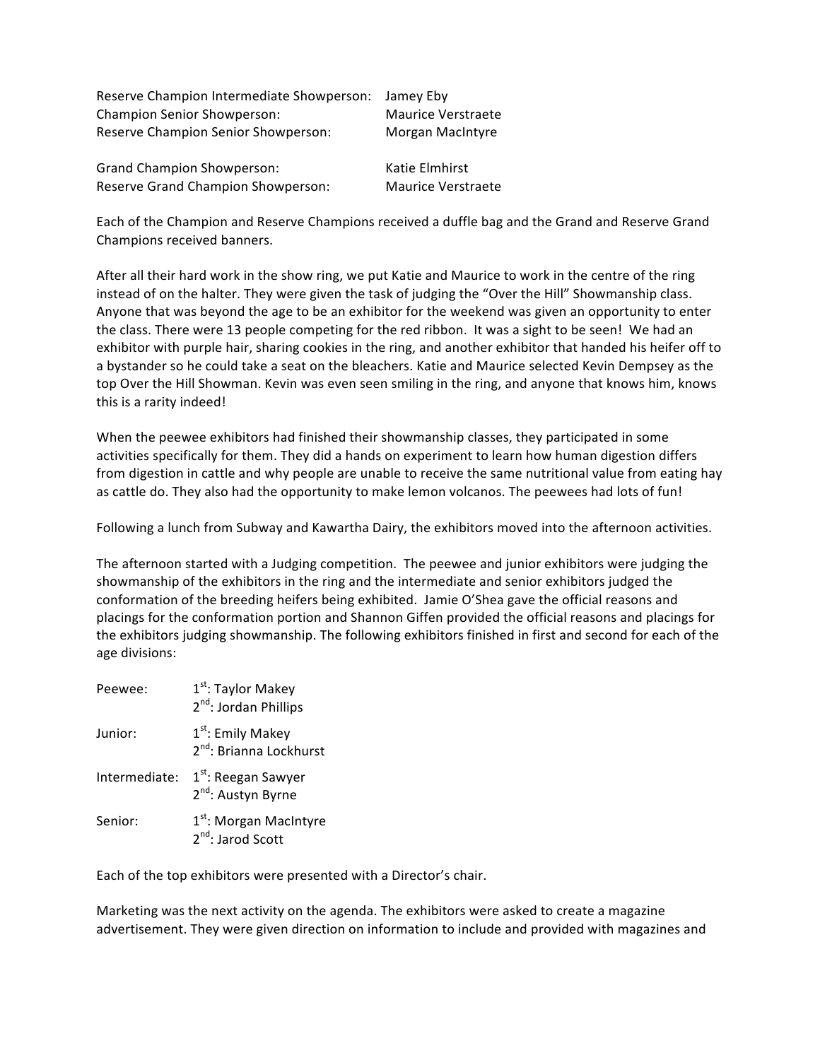Reserve Champion Intermediate Showperson: Jamey Eby
Champion Senior Showperson: Maurice Verstraete
Reserve Champion Senior Showperson: Morgan MacIntyre

Grand Champion Showperson: Katie Elmhirst
Reserve Grand Champion Showperson: Maurice Verstraete

Each of the Champion and Reserve Champions received a duffle bag and the Grand and Reserve Grand Champions received banners.

After all their hard work in the show ring, we put Katie and Maurice to work in the centre of the ring instead of on the halter. They were given the task of judging the "Over the Hill" Showmanship class. Anyone that was beyond the age to be an exhibitor for the weekend was given an opportunity to enter the class. There were 13 people competing for the red ribbon. It was a sight to be seen! We had an exhibitor with purple hair, sharing cookies in the ring, and another exhibitor that handed his heifer off to a bystander so he could take a seat on the bleachers. Katie and Maurice selected Kevin Dempsey as the top Over the Hill Showman. Kevin was even seen smiling in the ring, and anyone that knows him, knows this is a rarity indeed!

When the peewee exhibitors had finished their showmanship classes, they participated in some activities specifically for them. They did a hands on experiment to learn how human digestion differs from digestion in cattle and why people are unable to receive the same nutritional value from eating hay as cattle do. They also had the opportunity to make lemon volcanos. The peewees had lots of fun!

Following a lunch from Subway and Kawartha Dairy, the exhibitors moved into the afternoon activities.

The afternoon started with a Judging competition. The peewee and junior exhibitors were judging the showmanship of the exhibitors in the ring and the intermediate and senior exhibitors judged the conformation of the breeding heifers being exhibited. Jamie O'Shea gave the official reasons and placings for the conformation portion and Shannon Giffen provided the official reasons and placings for the exhibitors judging showmanship. The following exhibitors finished in first and second for each of the age divisions:

Peewee: 1st: Taylor Makey
2nd: Jordan Phillips

Junior: 1st: Emily Makey
2nd: Brianna Lockhurst

Intermediate: 1st: Reegan Sawyer
2nd: Austyn Byrne

Senior: 1st: Morgan MacIntyre
2nd: Jarod Scott

Each of the top exhibitors were presented with a Director's chair.

Marketing was the next activity on the agenda. The exhibitors were asked to create a magazine advertisement. They were given direction on information to include and provided with magazines and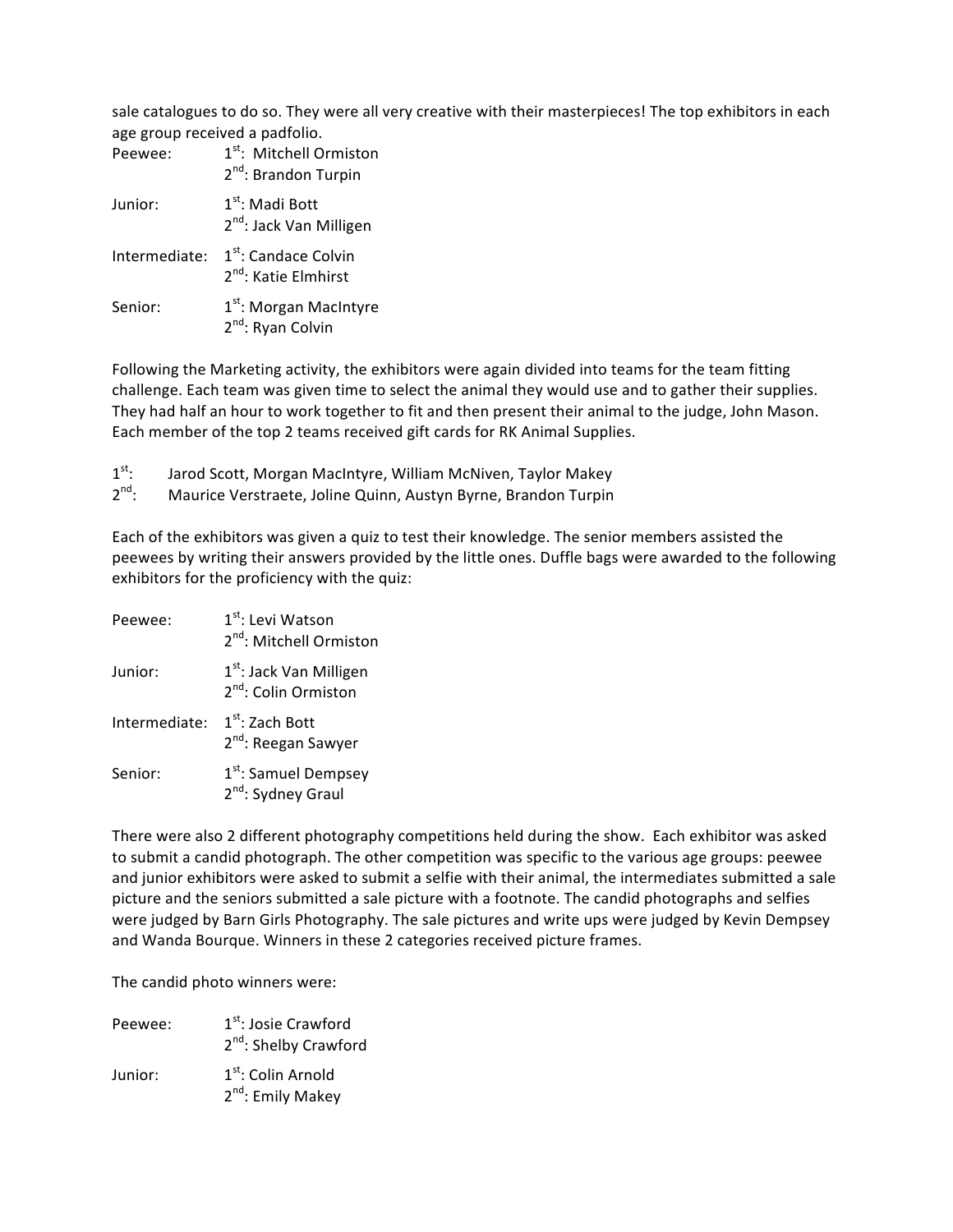sale catalogues to do so. They were all very creative with their masterpieces! The top exhibitors in each age group received a padfolio.

| | |
|---|---|
| Peewee: | 1st: Mitchell Ormiston<br>2nd: Brandon Turpin |
| Junior: | 1st: Madi Bott<br>2nd: Jack Van Milligen |
| Intermediate: | 1st: Candace Colvin<br>2nd: Katie Elmhirst |
| Senior: | 1st: Morgan MacIntyre<br>2nd: Ryan Colvin |

Following the Marketing activity, the exhibitors were again divided into teams for the team fitting challenge. Each team was given time to select the animal they would use and to gather their supplies. They had half an hour to work together to fit and then present their animal to the judge, John Mason. Each member of the top 2 teams received gift cards for RK Animal Supplies.

1st: Jarod Scott, Morgan MacIntyre, William McNiven, Taylor Makey
2nd: Maurice Verstraete, Joline Quinn, Austyn Byrne, Brandon Turpin

Each of the exhibitors was given a quiz to test their knowledge. The senior members assisted the peewees by writing their answers provided by the little ones. Duffle bags were awarded to the following exhibitors for the proficiency with the quiz:

| | |
|---|---|
| Peewee: | 1st: Levi Watson<br>2nd: Mitchell Ormiston |
| Junior: | 1st: Jack Van Milligen<br>2nd: Colin Ormiston |
| Intermediate: | 1st: Zach Bott<br>2nd: Reegan Sawyer |
| Senior: | 1st: Samuel Dempsey<br>2nd: Sydney Graul |

There were also 2 different photography competitions held during the show. Each exhibitor was asked to submit a candid photograph. The other competition was specific to the various age groups: peewee and junior exhibitors were asked to submit a selfie with their animal, the intermediates submitted a sale picture and the seniors submitted a sale picture with a footnote. The candid photographs and selfies were judged by Barn Girls Photography. The sale pictures and write ups were judged by Kevin Dempsey and Wanda Bourque. Winners in these 2 categories received picture frames.

The candid photo winners were:

| | |
|---|---|
| Peewee: | 1st: Josie Crawford<br>2nd: Shelby Crawford |
| Junior: | 1st: Colin Arnold<br>2nd: Emily Makey |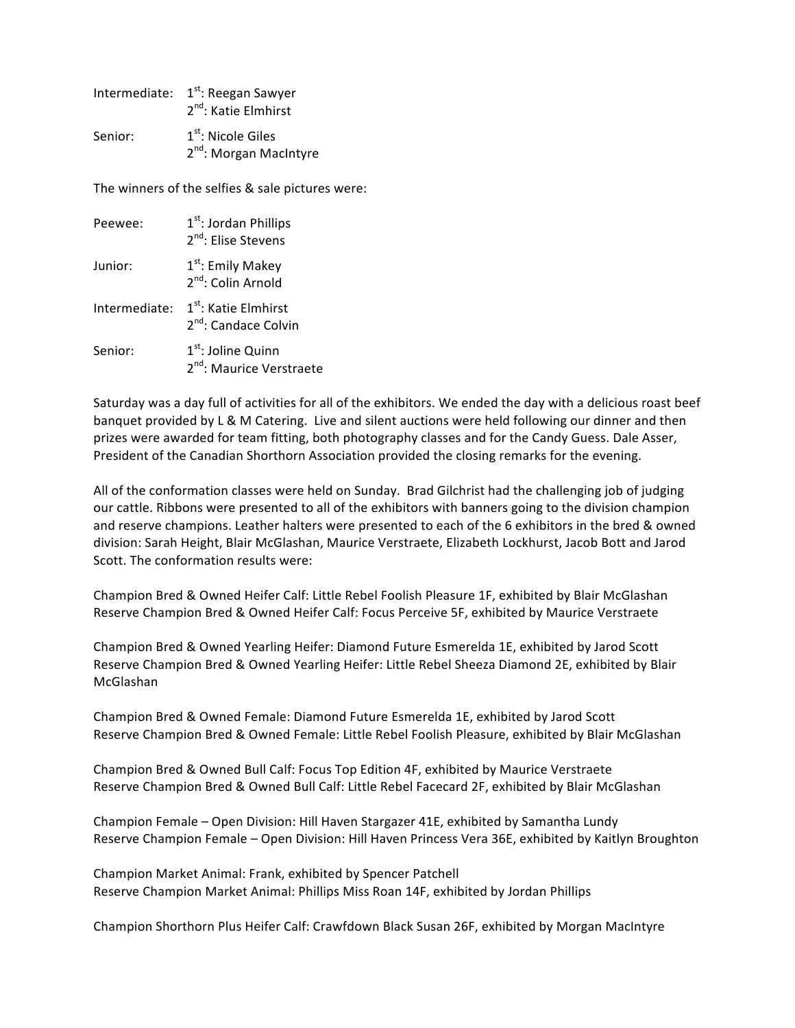Intermediate: 1st: Reegan Sawyer
2nd: Katie Elmhirst

Senior: 1st: Nicole Giles
2nd: Morgan MacIntyre

The winners of the selfies & sale pictures were:

Peewee: 1st: Jordan Phillips
2nd: Elise Stevens

Junior: 1st: Emily Makey
2nd: Colin Arnold

Intermediate: 1st: Katie Elmhirst
2nd: Candace Colvin

Senior: 1st: Joline Quinn
2nd: Maurice Verstraete

Saturday was a day full of activities for all of the exhibitors. We ended the day with a delicious roast beef banquet provided by L & M Catering. Live and silent auctions were held following our dinner and then prizes were awarded for team fitting, both photography classes and for the Candy Guess. Dale Asser, President of the Canadian Shorthorn Association provided the closing remarks for the evening.

All of the conformation classes were held on Sunday. Brad Gilchrist had the challenging job of judging our cattle. Ribbons were presented to all of the exhibitors with banners going to the division champion and reserve champions. Leather halters were presented to each of the 6 exhibitors in the bred & owned division: Sarah Height, Blair McGlashan, Maurice Verstraete, Elizabeth Lockhurst, Jacob Bott and Jarod Scott. The conformation results were:

Champion Bred & Owned Heifer Calf: Little Rebel Foolish Pleasure 1F, exhibited by Blair McGlashan
Reserve Champion Bred & Owned Heifer Calf: Focus Perceive 5F, exhibited by Maurice Verstraete

Champion Bred & Owned Yearling Heifer: Diamond Future Esmerelda 1E, exhibited by Jarod Scott
Reserve Champion Bred & Owned Yearling Heifer: Little Rebel Sheeza Diamond 2E, exhibited by Blair McGlashan

Champion Bred & Owned Female: Diamond Future Esmerelda 1E, exhibited by Jarod Scott
Reserve Champion Bred & Owned Female: Little Rebel Foolish Pleasure, exhibited by Blair McGlashan

Champion Bred & Owned Bull Calf: Focus Top Edition 4F, exhibited by Maurice Verstraete
Reserve Champion Bred & Owned Bull Calf: Little Rebel Facecard 2F, exhibited by Blair McGlashan

Champion Female – Open Division: Hill Haven Stargazer 41E, exhibited by Samantha Lundy
Reserve Champion Female – Open Division: Hill Haven Princess Vera 36E, exhibited by Kaitlyn Broughton

Champion Market Animal: Frank, exhibited by Spencer Patchell
Reserve Champion Market Animal: Phillips Miss Roan 14F, exhibited by Jordan Phillips

Champion Shorthorn Plus Heifer Calf: Crawfdown Black Susan 26F, exhibited by Morgan MacIntyre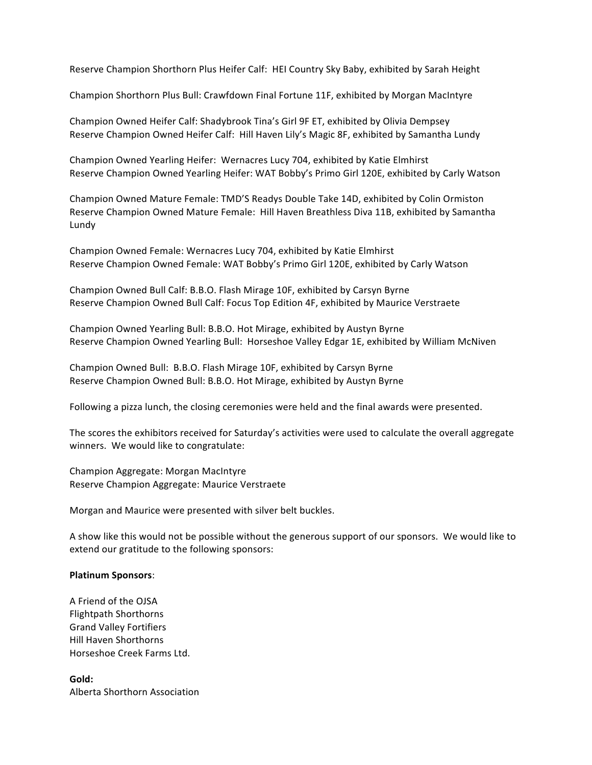Reserve Champion Shorthorn Plus Heifer Calf: HEI Country Sky Baby, exhibited by Sarah Height

Champion Shorthorn Plus Bull: Crawfdown Final Fortune 11F, exhibited by Morgan MacIntyre

Champion Owned Heifer Calf: Shadybrook Tina's Girl 9F ET, exhibited by Olivia Dempsey
Reserve Champion Owned Heifer Calf: Hill Haven Lily's Magic 8F, exhibited by Samantha Lundy

Champion Owned Yearling Heifer: Wernacres Lucy 704, exhibited by Katie Elmhirst
Reserve Champion Owned Yearling Heifer: WAT Bobby's Primo Girl 120E, exhibited by Carly Watson

Champion Owned Mature Female: TMD'S Readys Double Take 14D, exhibited by Colin Ormiston
Reserve Champion Owned Mature Female: Hill Haven Breathless Diva 11B, exhibited by Samantha Lundy

Champion Owned Female: Wernacres Lucy 704, exhibited by Katie Elmhirst
Reserve Champion Owned Female: WAT Bobby's Primo Girl 120E, exhibited by Carly Watson

Champion Owned Bull Calf: B.B.O. Flash Mirage 10F, exhibited by Carsyn Byrne
Reserve Champion Owned Bull Calf: Focus Top Edition 4F, exhibited by Maurice Verstraete

Champion Owned Yearling Bull: B.B.O. Hot Mirage, exhibited by Austyn Byrne
Reserve Champion Owned Yearling Bull: Horseshoe Valley Edgar 1E, exhibited by William McNiven

Champion Owned Bull: B.B.O. Flash Mirage 10F, exhibited by Carsyn Byrne
Reserve Champion Owned Bull: B.B.O. Hot Mirage, exhibited by Austyn Byrne

Following a pizza lunch, the closing ceremonies were held and the final awards were presented.

The scores the exhibitors received for Saturday's activities were used to calculate the overall aggregate winners. We would like to congratulate:

Champion Aggregate: Morgan MacIntyre
Reserve Champion Aggregate: Maurice Verstraete

Morgan and Maurice were presented with silver belt buckles.

A show like this would not be possible without the generous support of our sponsors. We would like to extend our gratitude to the following sponsors:

**Platinum Sponsors**:

A Friend of the OJSA
Flightpath Shorthorns
Grand Valley Fortifiers
Hill Haven Shorthorns
Horseshoe Creek Farms Ltd.

**Gold:**
Alberta Shorthorn Association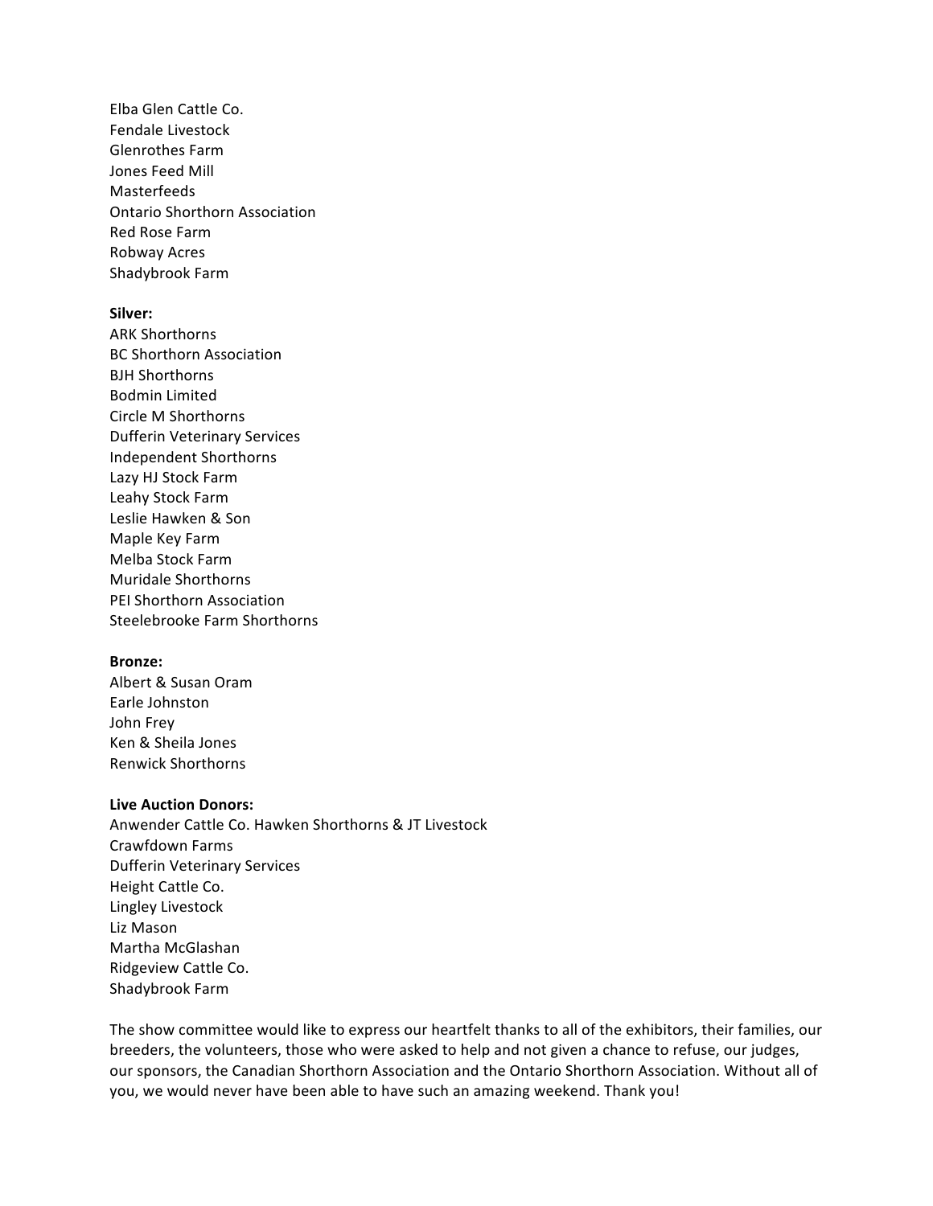Elba Glen Cattle Co.
Fendale Livestock
Glenrothes Farm
Jones Feed Mill
Masterfeeds
Ontario Shorthorn Association
Red Rose Farm
Robway Acres
Shadybrook Farm

**Silver:**
ARK Shorthorns
BC Shorthorn Association
BJH Shorthorns
Bodmin Limited
Circle M Shorthorns
Dufferin Veterinary Services
Independent Shorthorns
Lazy HJ Stock Farm
Leahy Stock Farm
Leslie Hawken & Son
Maple Key Farm
Melba Stock Farm
Muridale Shorthorns
PEI Shorthorn Association
Steelebrooke Farm Shorthorns

**Bronze:**
Albert & Susan Oram
Earle Johnston
John Frey
Ken & Sheila Jones
Renwick Shorthorns

**Live Auction Donors:**
Anwender Cattle Co. Hawken Shorthorns & JT Livestock
Crawfdown Farms
Dufferin Veterinary Services
Height Cattle Co.
Lingley Livestock
Liz Mason
Martha McGlashan
Ridgeview Cattle Co.
Shadybrook Farm

The show committee would like to express our heartfelt thanks to all of the exhibitors, their families, our breeders, the volunteers, those who were asked to help and not given a chance to refuse, our judges, our sponsors, the Canadian Shorthorn Association and the Ontario Shorthorn Association. Without all of you, we would never have been able to have such an amazing weekend. Thank you!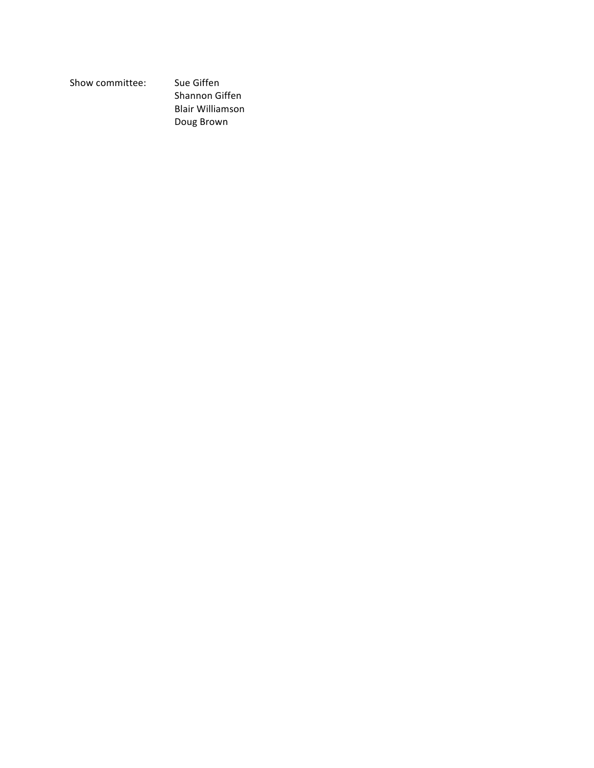Show committee: Sue Giffen
Shannon Giffen
Blair Williamson
Doug Brown